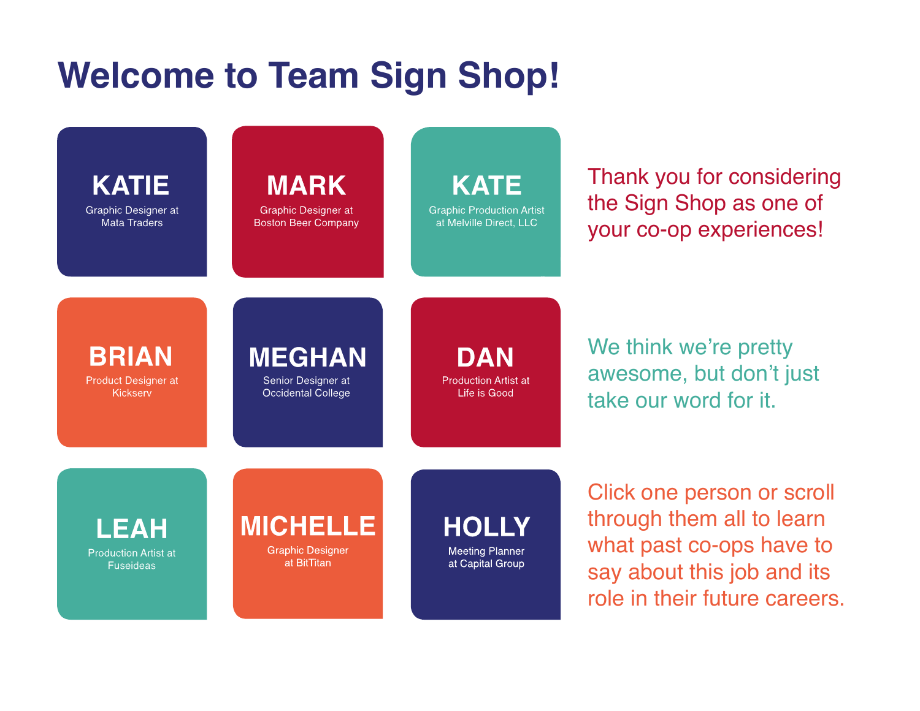# Welcome to Team Sign Shop!

**KATIE**
Graphic Designer at Mata Traders

**MARK**
Graphic Designer at Boston Beer Company

**KATE**
Graphic Production Artist at Melville Direct, LLC

Thank you for considering the Sign Shop as one of your co-op experiences!

**BRIAN**
Product Designer at Kickserv

**MEGHAN**
Senior Designer at Occidental College

**DAN**
Production Artist at Life is Good

We think we're pretty awesome, but don't just take our word for it.

**LEAH**
Production Artist at Fuseideas

**MICHELLE**
Graphic Designer at BitTitan

**HOLLY**
Meeting Planner at Capital Group

Click one person or scroll through them all to learn what past co-ops have to say about this job and its role in their future careers.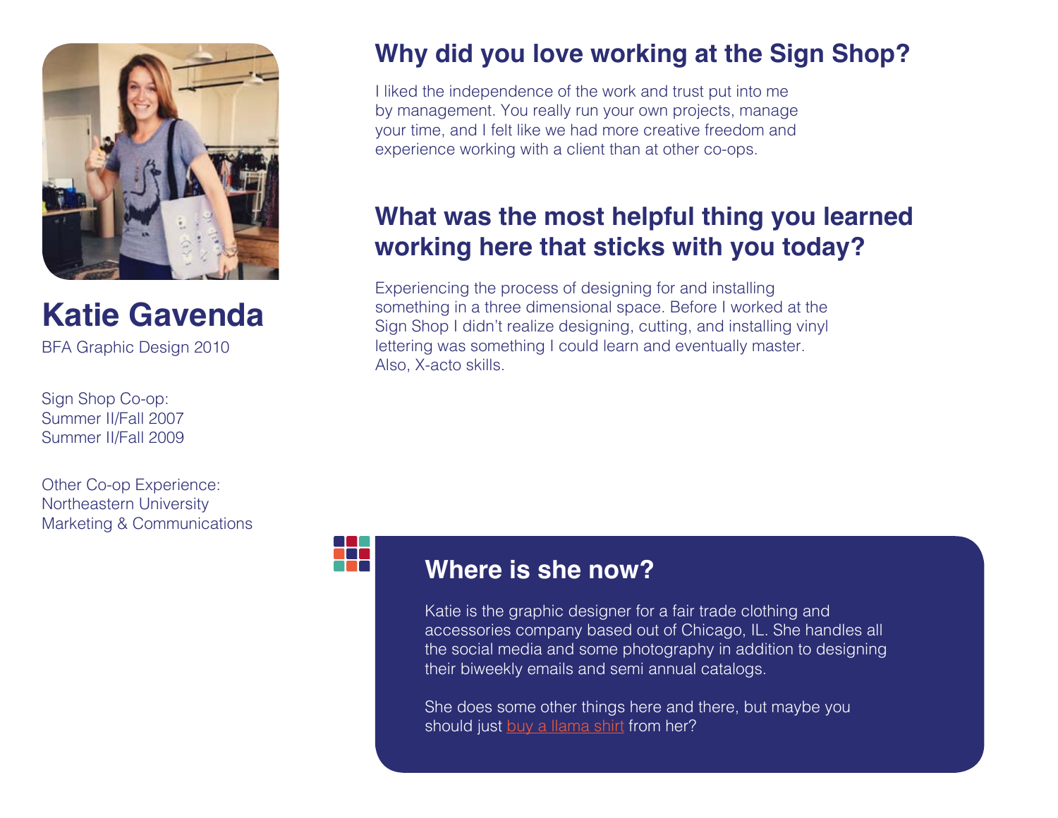# Katie Gavenda

BFA Graphic Design 2010

Sign Shop Co-op:
Summer II/Fall 2007
Summer II/Fall 2009

Other Co-op Experience:
Northeastern University
Marketing & Communications

## Why did you love working at the Sign Shop?

I liked the independence of the work and trust put into me by management. You really run your own projects, manage your time, and I felt like we had more creative freedom and experience working with a client than at other co-ops.

## What was the most helpful thing you learned working here that sticks with you today?

Experiencing the process of designing for and installing something in a three dimensional space. Before I worked at the Sign Shop I didn't realize designing, cutting, and installing vinyl lettering was something I could learn and eventually master. Also, X-acto skills.

## Where is she now?

Katie is the graphic designer for a fair trade clothing and accessories company based out of Chicago, IL. She handles all the social media and some photography in addition to designing their biweekly emails and semi annual catalogs.

She does some other things here and there, but maybe you should just buy a llama shirt from her?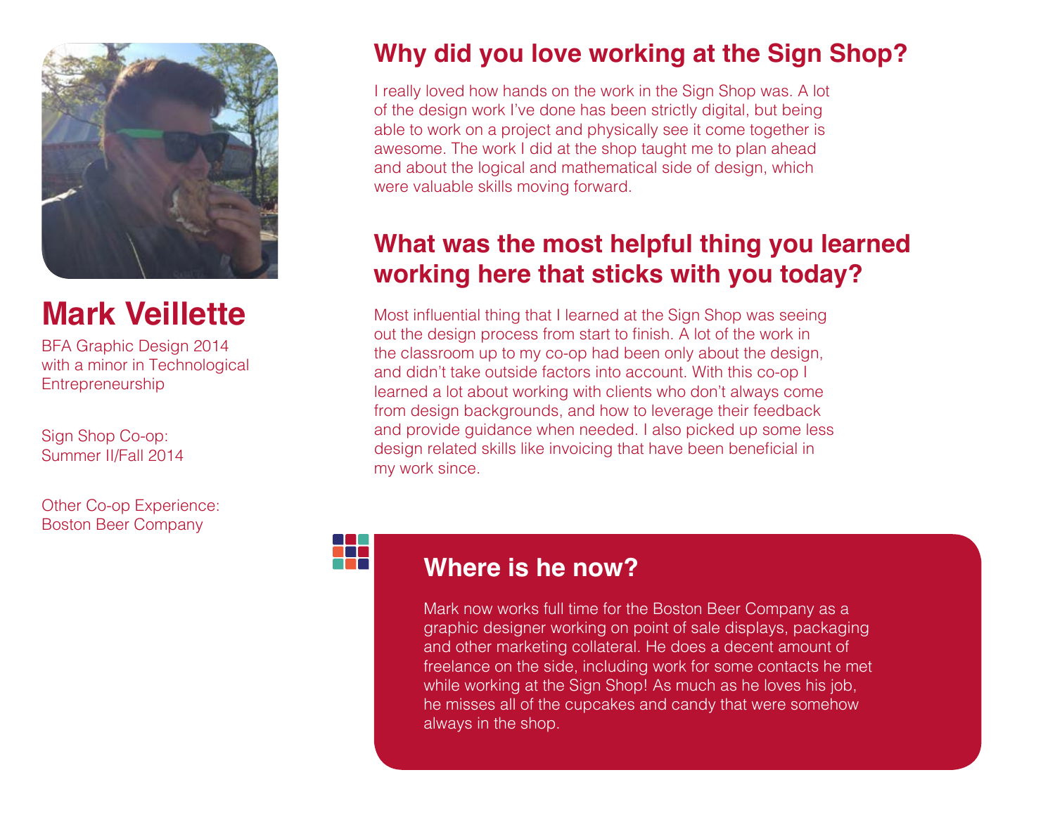# Mark Veillette

BFA Graphic Design 2014
with a minor in Technological Entrepreneurship

Sign Shop Co-op:
Summer II/Fall 2014

Other Co-op Experience:
Boston Beer Company

## Why did you love working at the Sign Shop?

I really loved how hands on the work in the Sign Shop was. A lot of the design work I've done has been strictly digital, but being able to work on a project and physically see it come together is awesome. The work I did at the shop taught me to plan ahead and about the logical and mathematical side of design, which were valuable skills moving forward.

## What was the most helpful thing you learned working here that sticks with you today?

Most influential thing that I learned at the Sign Shop was seeing out the design process from start to finish. A lot of the work in the classroom up to my co-op had been only about the design, and didn't take outside factors into account. With this co-op I learned a lot about working with clients who don't always come from design backgrounds, and how to leverage their feedback and provide guidance when needed. I also picked up some less design related skills like invoicing that have been beneficial in my work since.

## Where is he now?

Mark now works full time for the Boston Beer Company as a graphic designer working on point of sale displays, packaging and other marketing collateral. He does a decent amount of freelance on the side, including work for some contacts he met while working at the Sign Shop! As much as he loves his job, he misses all of the cupcakes and candy that were somehow always in the shop.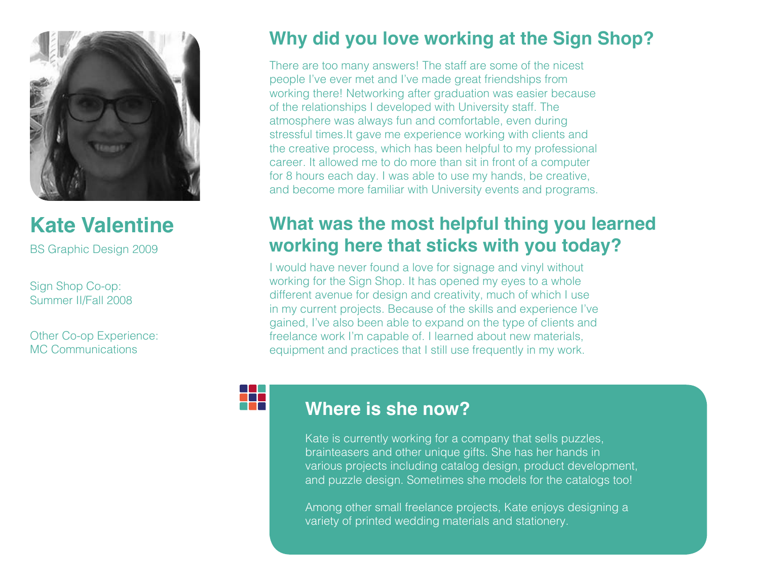## Kate Valentine

BS Graphic Design 2009

Sign Shop Co-op:
Summer II/Fall 2008

Other Co-op Experience:
MC Communications

## Why did you love working at the Sign Shop?

There are too many answers! The staff are some of the nicest people I've ever met and I've made great friendships from working there! Networking after graduation was easier because of the relationships I developed with University staff. The atmosphere was always fun and comfortable, even during stressful times.It gave me experience working with clients and the creative process, which has been helpful to my professional career. It allowed me to do more than sit in front of a computer for 8 hours each day. I was able to use my hands, be creative, and become more familiar with University events and programs.

## What was the most helpful thing you learned working here that sticks with you today?

I would have never found a love for signage and vinyl without working for the Sign Shop. It has opened my eyes to a whole different avenue for design and creativity, much of which I use in my current projects. Because of the skills and experience I've gained, I've also been able to expand on the type of clients and freelance work I'm capable of. I learned about new materials, equipment and practices that I still use frequently in my work.

### Where is she now?

Kate is currently working for a company that sells puzzles, brainteasers and other unique gifts. She has her hands in various projects including catalog design, product development, and puzzle design. Sometimes she models for the catalogs too!

Among other small freelance projects, Kate enjoys designing a variety of printed wedding materials and stationery.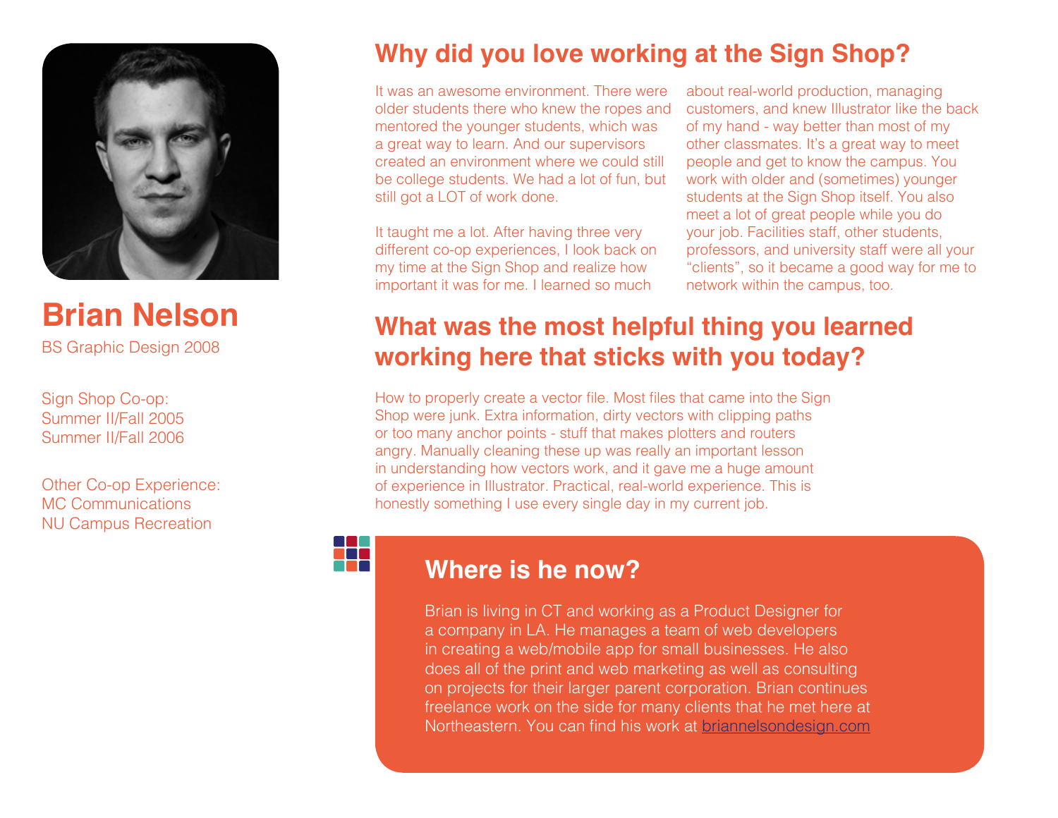# Brian Nelson

BS Graphic Design 2008

Sign Shop Co-op:
Summer II/Fall 2005
Summer II/Fall 2006

Other Co-op Experience:
MC Communications
NU Campus Recreation

## Why did you love working at the Sign Shop?

It was an awesome environment. There were older students there who knew the ropes and mentored the younger students, which was a great way to learn. And our supervisors created an environment where we could still be college students. We had a lot of fun, but still got a LOT of work done.

It taught me a lot. After having three very different co-op experiences, I look back on my time at the Sign Shop and realize how important it was for me. I learned so much about real-world production, managing customers, and knew Illustrator like the back of my hand - way better than most of my other classmates. It's a great way to meet people and get to know the campus. You work with older and (sometimes) younger students at the Sign Shop itself. You also meet a lot of great people while you do your job. Facilities staff, other students, professors, and university staff were all your "clients", so it became a good way for me to network within the campus, too.

## What was the most helpful thing you learned working here that sticks with you today?

How to properly create a vector file. Most files that came into the Sign Shop were junk. Extra information, dirty vectors with clipping paths or too many anchor points - stuff that makes plotters and routers angry. Manually cleaning these up was really an important lesson in understanding how vectors work, and it gave me a huge amount of experience in Illustrator. Practical, real-world experience. This is honestly something I use every single day in my current job.

## Where is he now?

Brian is living in CT and working as a Product Designer for a company in LA. He manages a team of web developers in creating a web/mobile app for small businesses. He also does all of the print and web marketing as well as consulting on projects for their larger parent corporation. Brian continues freelance work on the side for many clients that he met here at Northeastern. You can find his work at briannelsondesign.com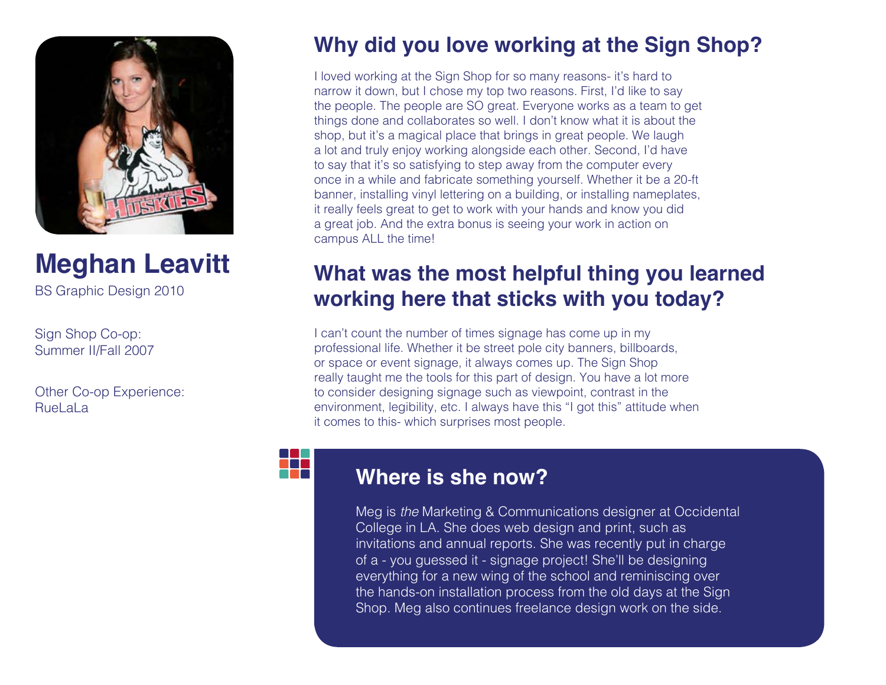# Meghan Leavitt

BS Graphic Design 2010

Sign Shop Co-op:
Summer II/Fall 2007

Other Co-op Experience:
RueLaLa

## Why did you love working at the Sign Shop?

I loved working at the Sign Shop for so many reasons- it's hard to narrow it down, but I chose my top two reasons. First, I'd like to say the people. The people are SO great. Everyone works as a team to get things done and collaborates so well. I don't know what it is about the shop, but it's a magical place that brings in great people. We laugh a lot and truly enjoy working alongside each other. Second, I'd have to say that it's so satisfying to step away from the computer every once in a while and fabricate something yourself. Whether it be a 20-ft banner, installing vinyl lettering on a building, or installing nameplates, it really feels great to get to work with your hands and know you did a great job. And the extra bonus is seeing your work in action on campus ALL the time!

## What was the most helpful thing you learned working here that sticks with you today?

I can't count the number of times signage has come up in my professional life. Whether it be street pole city banners, billboards, or space or event signage, it always comes up. The Sign Shop really taught me the tools for this part of design. You have a lot more to consider designing signage such as viewpoint, contrast in the environment, legibility, etc. I always have this "I got this" attitude when it comes to this- which surprises most people.

## Where is she now?

Meg is *the* Marketing & Communications designer at Occidental College in LA. She does web design and print, such as invitations and annual reports. She was recently put in charge of a - you guessed it - signage project! She'll be designing everything for a new wing of the school and reminiscing over the hands-on installation process from the old days at the Sign Shop. Meg also continues freelance design work on the side.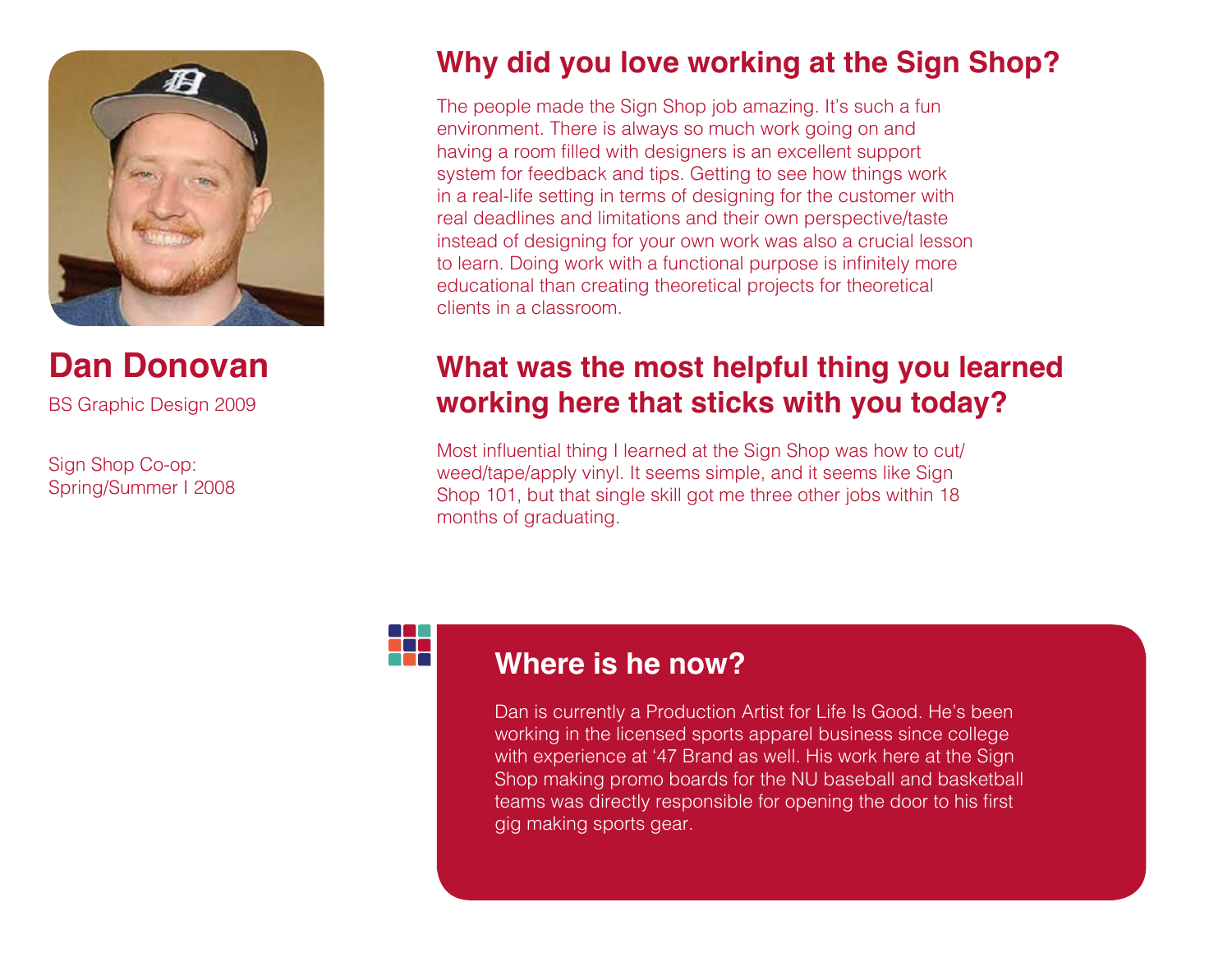## Dan Donovan

BS Graphic Design 2009

Sign Shop Co-op:
Spring/Summer I 2008

## Why did you love working at the Sign Shop?

The people made the Sign Shop job amazing. It's such a fun environment. There is always so much work going on and having a room filled with designers is an excellent support system for feedback and tips. Getting to see how things work in a real-life setting in terms of designing for the customer with real deadlines and limitations and their own perspective/taste instead of designing for your own work was also a crucial lesson to learn. Doing work with a functional purpose is infinitely more educational than creating theoretical projects for theoretical clients in a classroom.

## What was the most helpful thing you learned working here that sticks with you today?

Most influential thing I learned at the Sign Shop was how to cut/weed/tape/apply vinyl. It seems simple, and it seems like Sign Shop 101, but that single skill got me three other jobs within 18 months of graduating.

### Where is he now?

Dan is currently a Production Artist for Life Is Good. He's been working in the licensed sports apparel business since college with experience at '47 Brand as well. His work here at the Sign Shop making promo boards for the NU baseball and basketball teams was directly responsible for opening the door to his first gig making sports gear.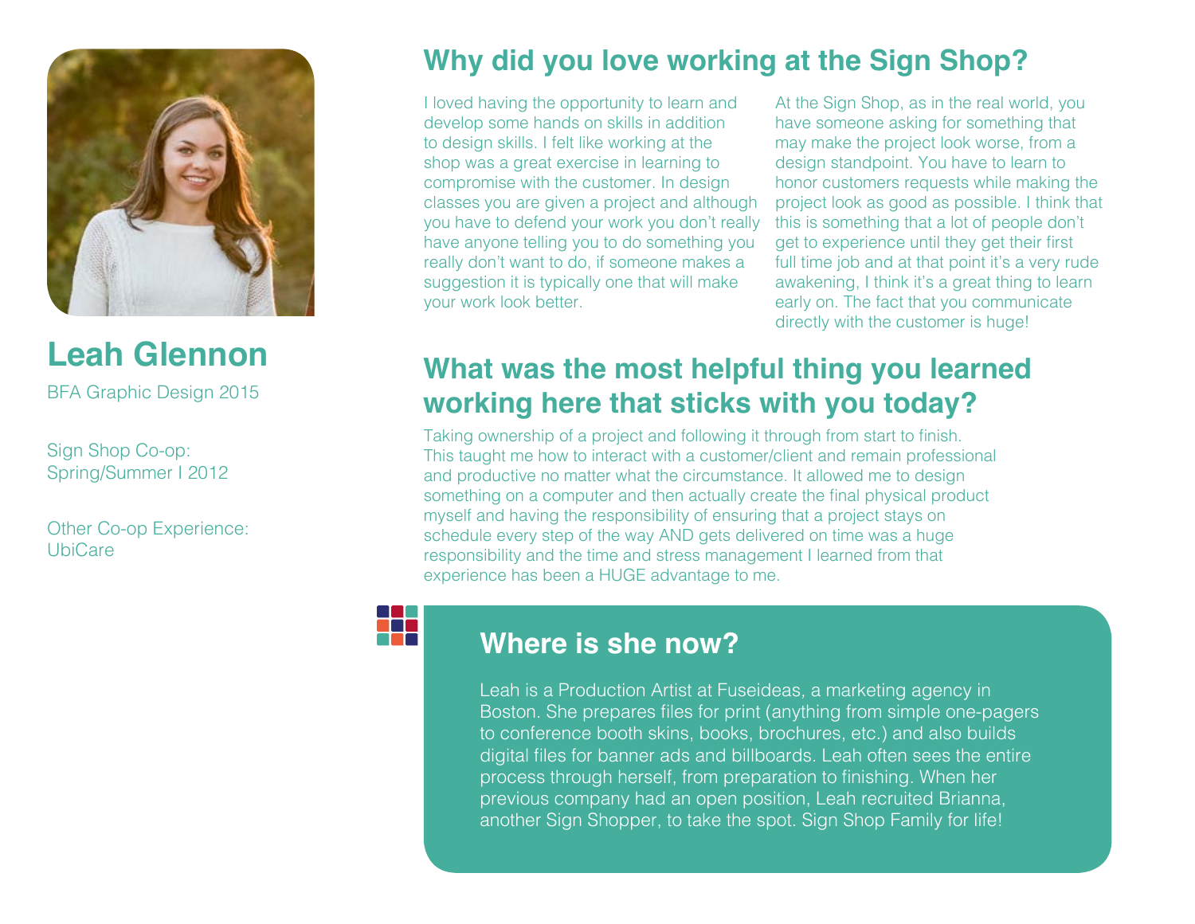## Leah Glennon

BFA Graphic Design 2015

Sign Shop Co-op:
Spring/Summer I 2012

Other Co-op Experience:
UbiCare

## Why did you love working at the Sign Shop?

I loved having the opportunity to learn and develop some hands on skills in addition to design skills. I felt like working at the shop was a great exercise in learning to compromise with the customer. In design classes you are given a project and although you have to defend your work you don't really have anyone telling you to do something you really don't want to do, if someone makes a suggestion it is typically one that will make your work look better.

At the Sign Shop, as in the real world, you have someone asking for something that may make the project look worse, from a design standpoint. You have to learn to honor customers requests while making the project look as good as possible. I think that this is something that a lot of people don't get to experience until they get their first full time job and at that point it's a very rude awakening, I think it's a great thing to learn early on. The fact that you communicate directly with the customer is huge!

## What was the most helpful thing you learned working here that sticks with you today?

Taking ownership of a project and following it through from start to finish. This taught me how to interact with a customer/client and remain professional and productive no matter what the circumstance. It allowed me to design something on a computer and then actually create the final physical product myself and having the responsibility of ensuring that a project stays on schedule every step of the way AND gets delivered on time was a huge responsibility and the time and stress management I learned from that experience has been a HUGE advantage to me.

### Where is she now?

Leah is a Production Artist at Fuseideas, a marketing agency in Boston. She prepares files for print (anything from simple one-pagers to conference booth skins, books, brochures, etc.) and also builds digital files for banner ads and billboards. Leah often sees the entire process through herself, from preparation to finishing. When her previous company had an open position, Leah recruited Brianna, another Sign Shopper, to take the spot. Sign Shop Family for life!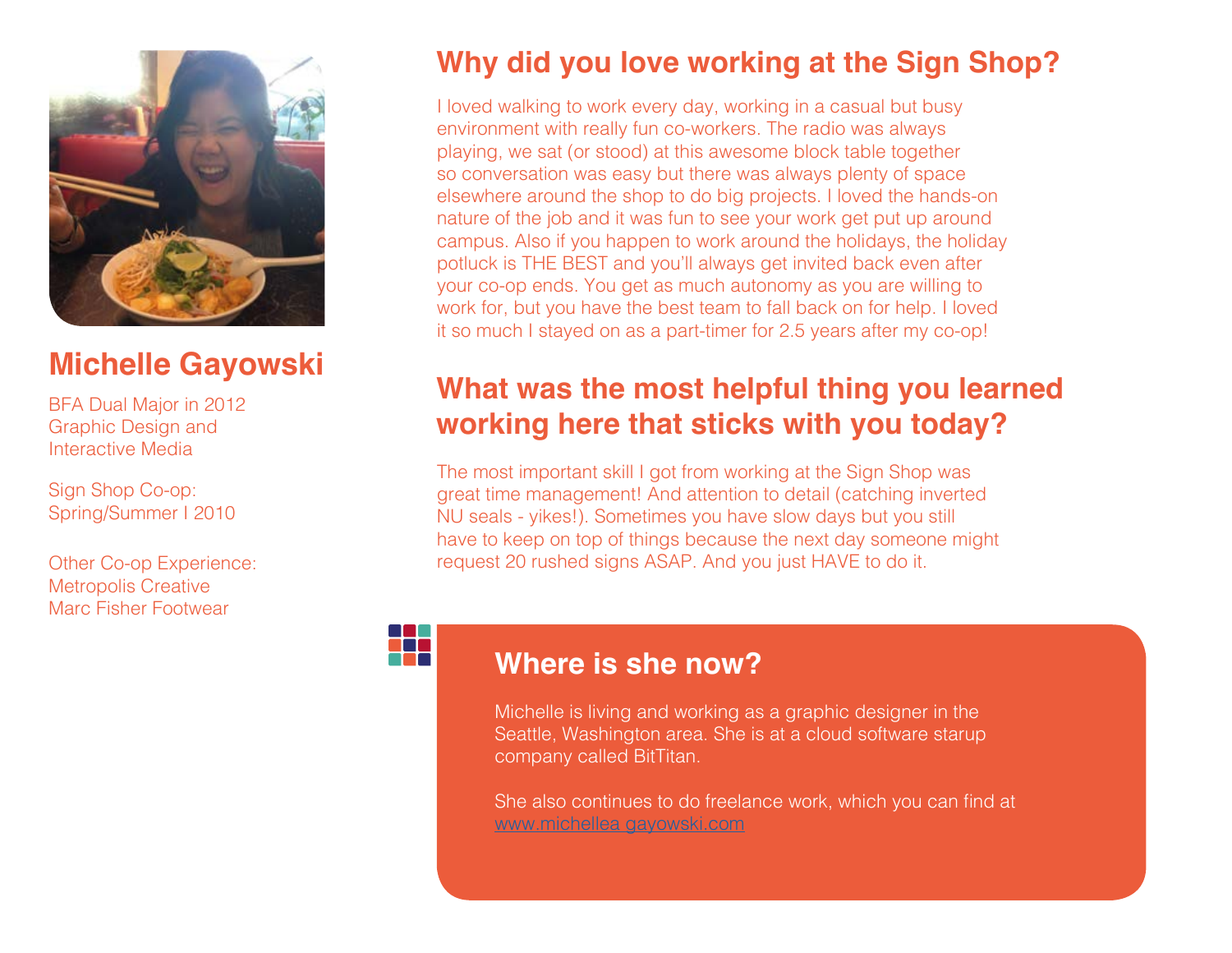## Michelle Gayowski

BFA Dual Major in 2012
Graphic Design and
Interactive Media

Sign Shop Co-op:
Spring/Summer I 2010

Other Co-op Experience:
Metropolis Creative
Marc Fisher Footwear

## Why did you love working at the Sign Shop?

I loved walking to work every day, working in a casual but busy environment with really fun co-workers. The radio was always playing, we sat (or stood) at this awesome block table together so conversation was easy but there was always plenty of space elsewhere around the shop to do big projects. I loved the hands-on nature of the job and it was fun to see your work get put up around campus. Also if you happen to work around the holidays, the holiday potluck is THE BEST and you'll always get invited back even after your co-op ends. You get as much autonomy as you are willing to work for, but you have the best team to fall back on for help. I loved it so much I stayed on as a part-timer for 2.5 years after my co-op!

## What was the most helpful thing you learned working here that sticks with you today?

The most important skill I got from working at the Sign Shop was great time management! And attention to detail (catching inverted NU seals - yikes!). Sometimes you have slow days but you still have to keep on top of things because the next day someone might request 20 rushed signs ASAP. And you just HAVE to do it.

### Where is she now?

Michelle is living and working as a graphic designer in the Seattle, Washington area. She is at a cloud software starup company called BitTitan.

She also continues to do freelance work, which you can find at www.michellea gayowski.com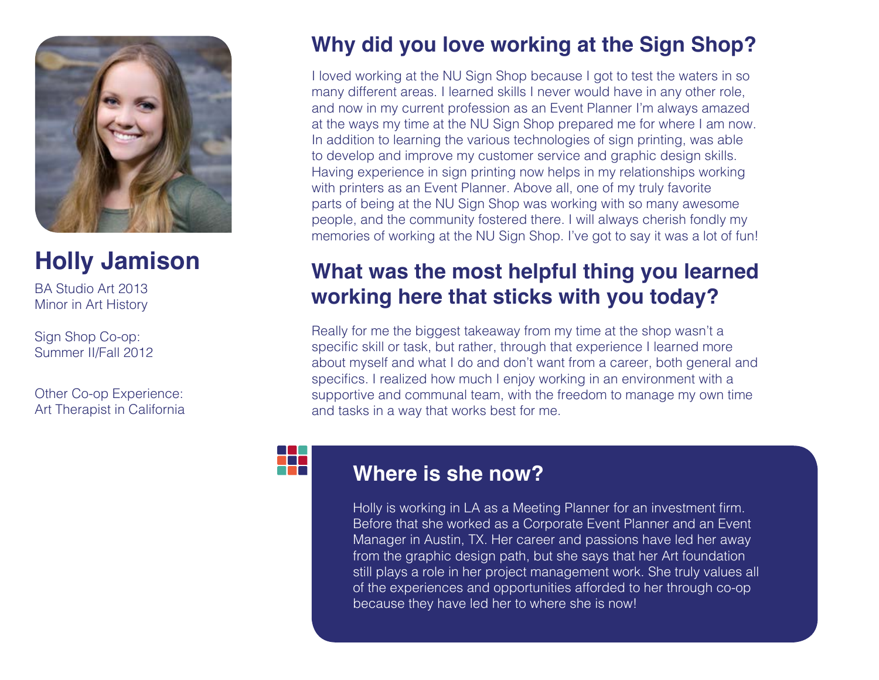## Holly Jamison

BA Studio Art 2013
Minor in Art History

Sign Shop Co-op:
Summer II/Fall 2012

Other Co-op Experience:
Art Therapist in California

## Why did you love working at the Sign Shop?

I loved working at the NU Sign Shop because I got to test the waters in so many different areas. I learned skills I never would have in any other role, and now in my current profession as an Event Planner I'm always amazed at the ways my time at the NU Sign Shop prepared me for where I am now. In addition to learning the various technologies of sign printing, was able to develop and improve my customer service and graphic design skills. Having experience in sign printing now helps in my relationships working with printers as an Event Planner. Above all, one of my truly favorite parts of being at the NU Sign Shop was working with so many awesome people, and the community fostered there. I will always cherish fondly my memories of working at the NU Sign Shop. I've got to say it was a lot of fun!

## What was the most helpful thing you learned working here that sticks with you today?

Really for me the biggest takeaway from my time at the shop wasn't a specific skill or task, but rather, through that experience I learned more about myself and what I do and don't want from a career, both general and specifics. I realized how much I enjoy working in an environment with a supportive and communal team, with the freedom to manage my own time and tasks in a way that works best for me.

### Where is she now?

Holly is working in LA as a Meeting Planner for an investment firm. Before that she worked as a Corporate Event Planner and an Event Manager in Austin, TX. Her career and passions have led her away from the graphic design path, but she says that her Art foundation still plays a role in her project management work. She truly values all of the experiences and opportunities afforded to her through co-op because they have led her to where she is now!